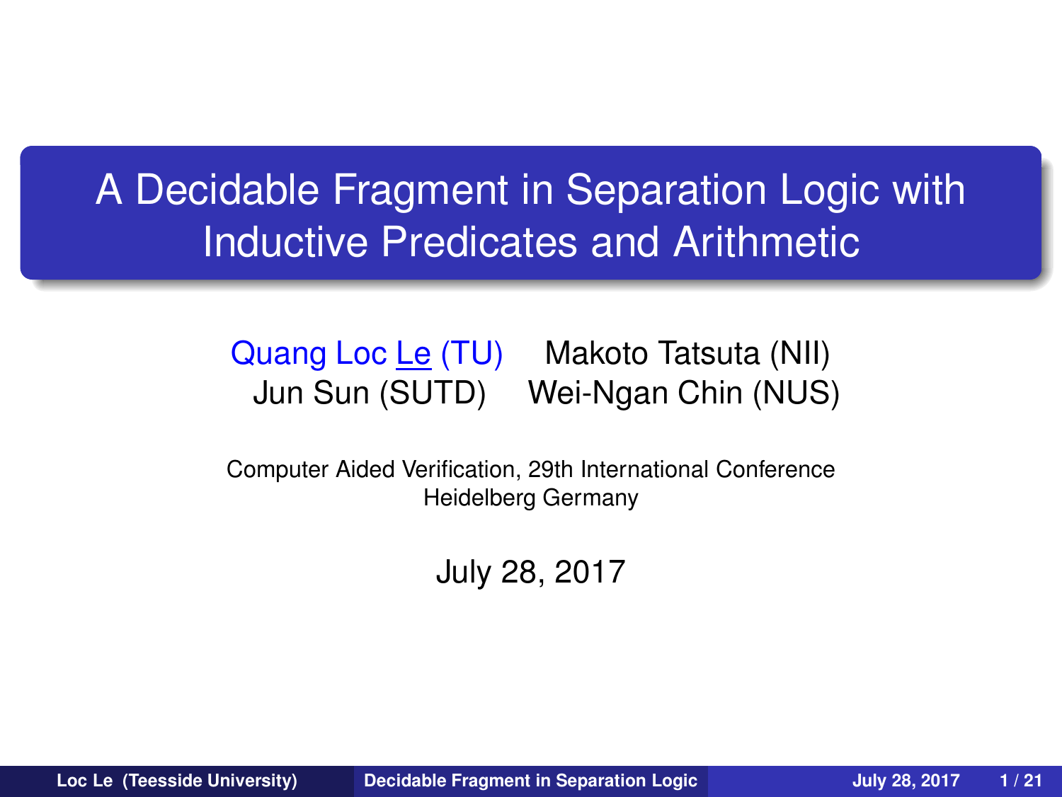# A Decidable Fragment in Separation Logic with Inductive Predicates and Arithmetic

Quang Loc Le (TU) Makoto Tatsuta (NII)
Jun Sun (SUTD) Wei-Ngan Chin (NUS)

Computer Aided Verification, 29th International Conference
Heidelberg Germany

July 28, 2017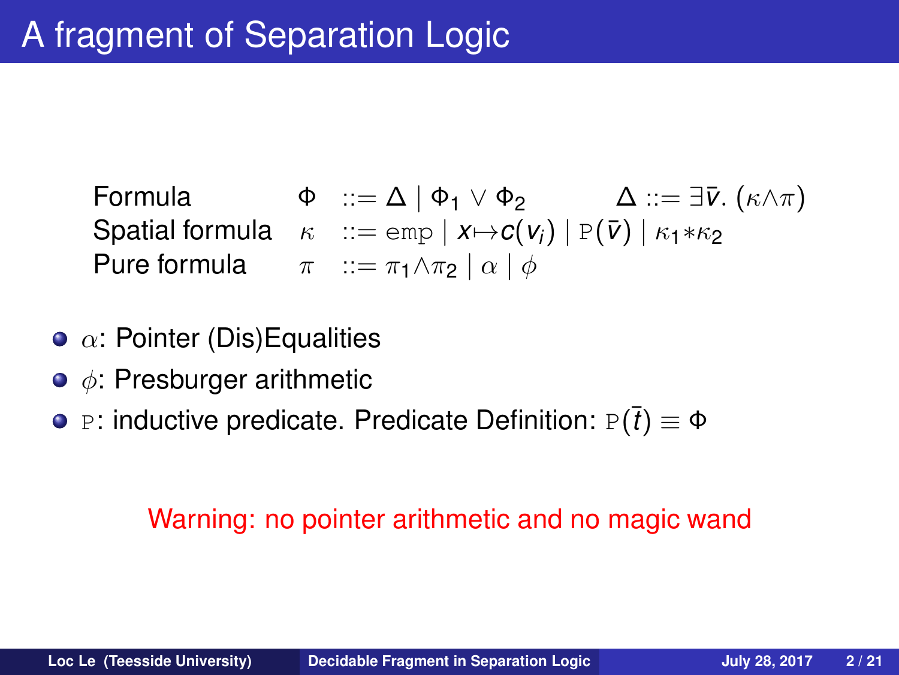# A fragment of Separation Logic

$$
\begin{array}{llll}
\text{Formula} & \Phi & ::= \Delta \mid \Phi_1 \vee \Phi_2 & \Delta ::= \exists \bar{v}.\ (\kappa \wedge \pi) \\
\text{Spatial formula} & \kappa & ::= \mathtt{emp} \mid x \mapsto c(v_i) \mid \mathtt{P}(\bar{v}) \mid \kappa_1 * \kappa_2 & \\
\text{Pure formula} & \pi & ::= \pi_1 \wedge \pi_2 \mid \alpha \mid \phi &
\end{array}
$$

- $\alpha$: Pointer (Dis)Equalities
- $\phi$: Presburger arithmetic
- $\mathtt{P}$: inductive predicate. Predicate Definition: $\mathtt{P}(\bar{t}) \equiv \Phi$

Warning: no pointer arithmetic and no magic wand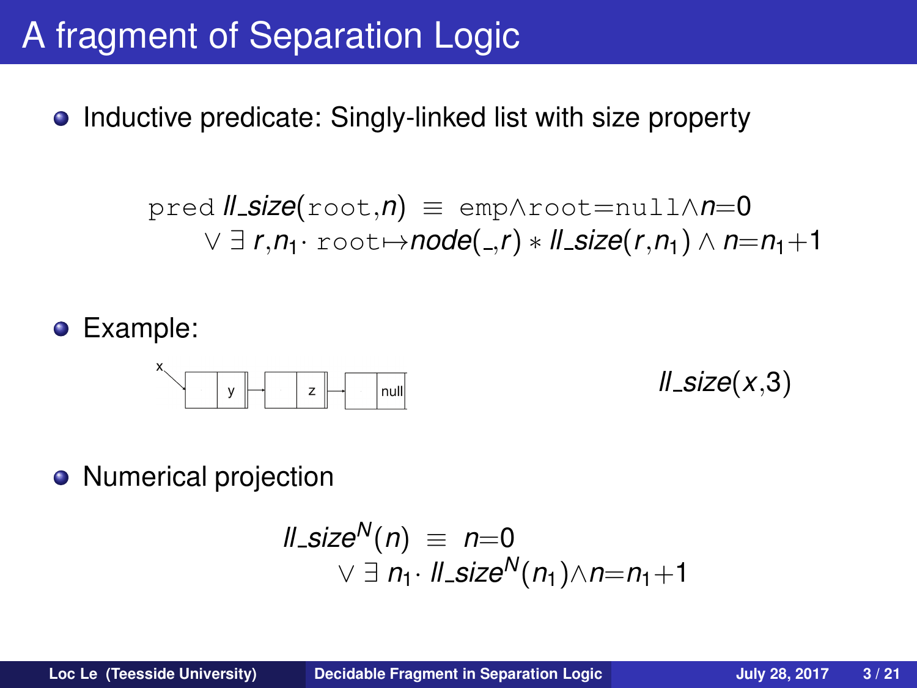# A fragment of Separation Logic

- Inductive predicate: Singly-linked list with size property

$$\texttt{pred}\ \mathit{ll\_size}(\texttt{root}, n) \equiv \texttt{emp} \wedge \texttt{root}{=}\texttt{null} \wedge n{=}0$$
$$\vee \exists\, r, n_1 \cdot \texttt{root} {\mapsto} \mathit{node}(\_, r) * \mathit{ll\_size}(r, n_1) \wedge n{=}n_1{+}1$$

- Example:

x → [ · | y ] → [ · | z ] → [ · | null ]

$\mathit{ll\_size}(x, 3)$

- Numerical projection

$$\mathit{ll\_size}^N(n) \equiv n{=}0$$
$$\vee \exists\, n_1 \cdot \mathit{ll\_size}^N(n_1) \wedge n{=}n_1{+}1$$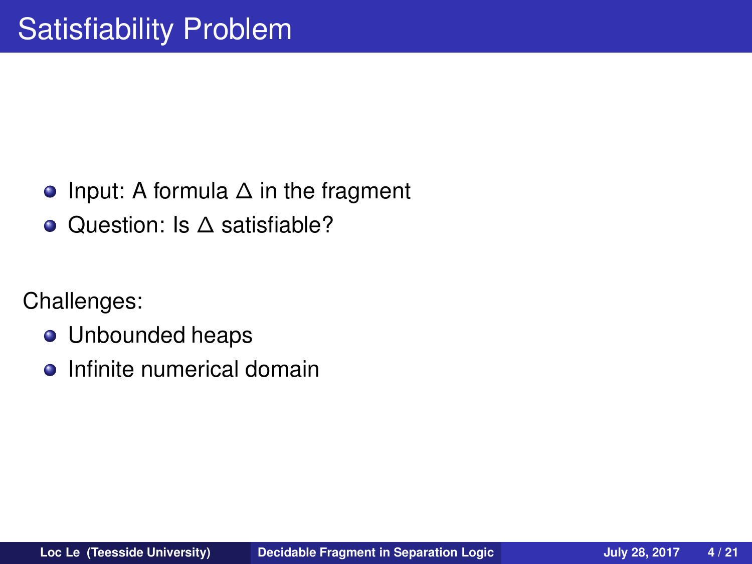# Satisfiability Problem

- Input: A formula $\Delta$ in the fragment
- Question: Is $\Delta$ satisfiable?

Challenges:

- Unbounded heaps
- Infinite numerical domain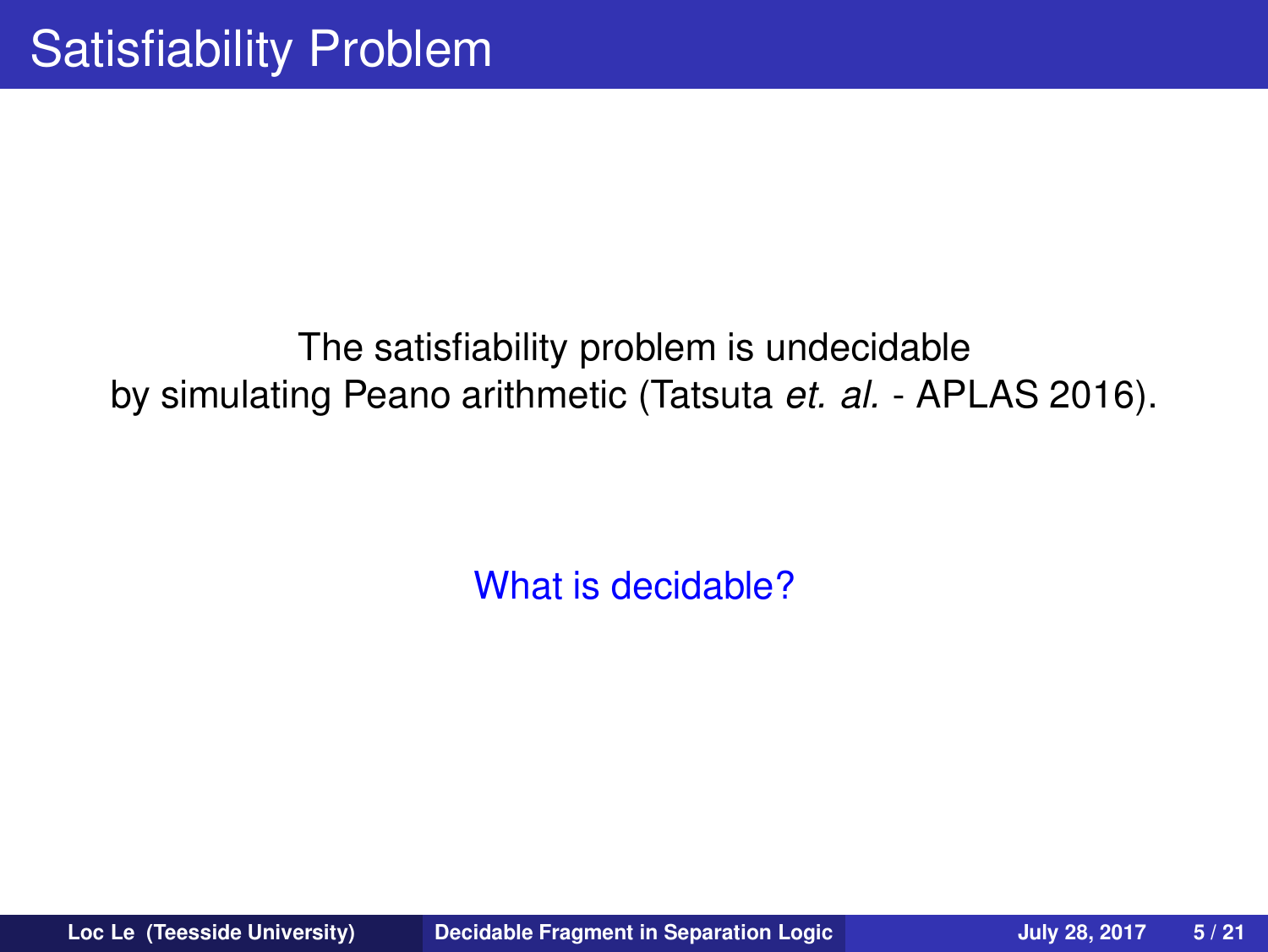# Satisfiability Problem

The satisfiability problem is undecidable
by simulating Peano arithmetic (Tatsuta *et. al.* - APLAS 2016).

What is decidable?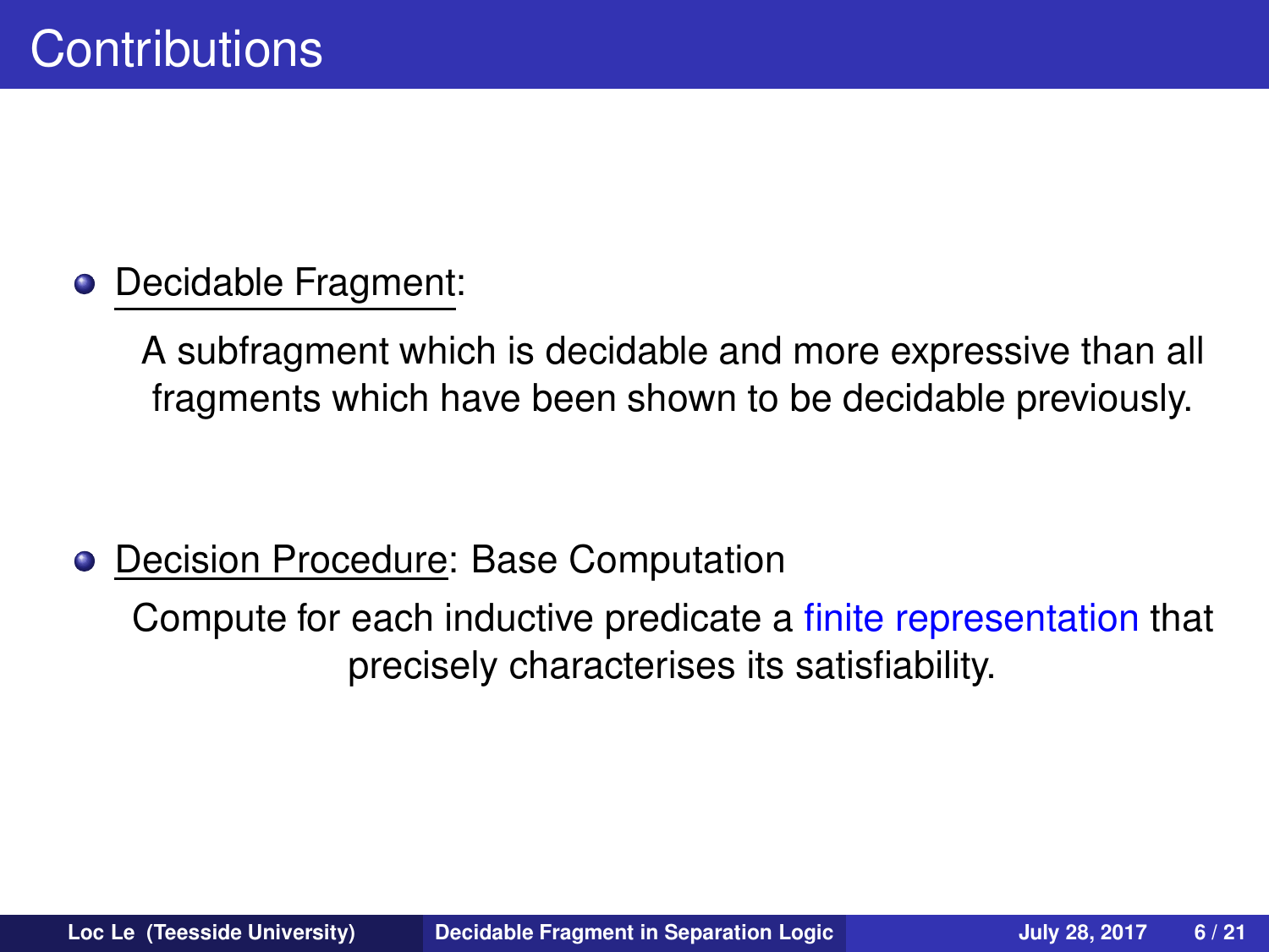# Contributions

- Decidable Fragment:

  A subfragment which is decidable and more expressive than all fragments which have been shown to be decidable previously.

- Decision Procedure: Base Computation

  Compute for each inductive predicate a finite representation that precisely characterises its satisfiability.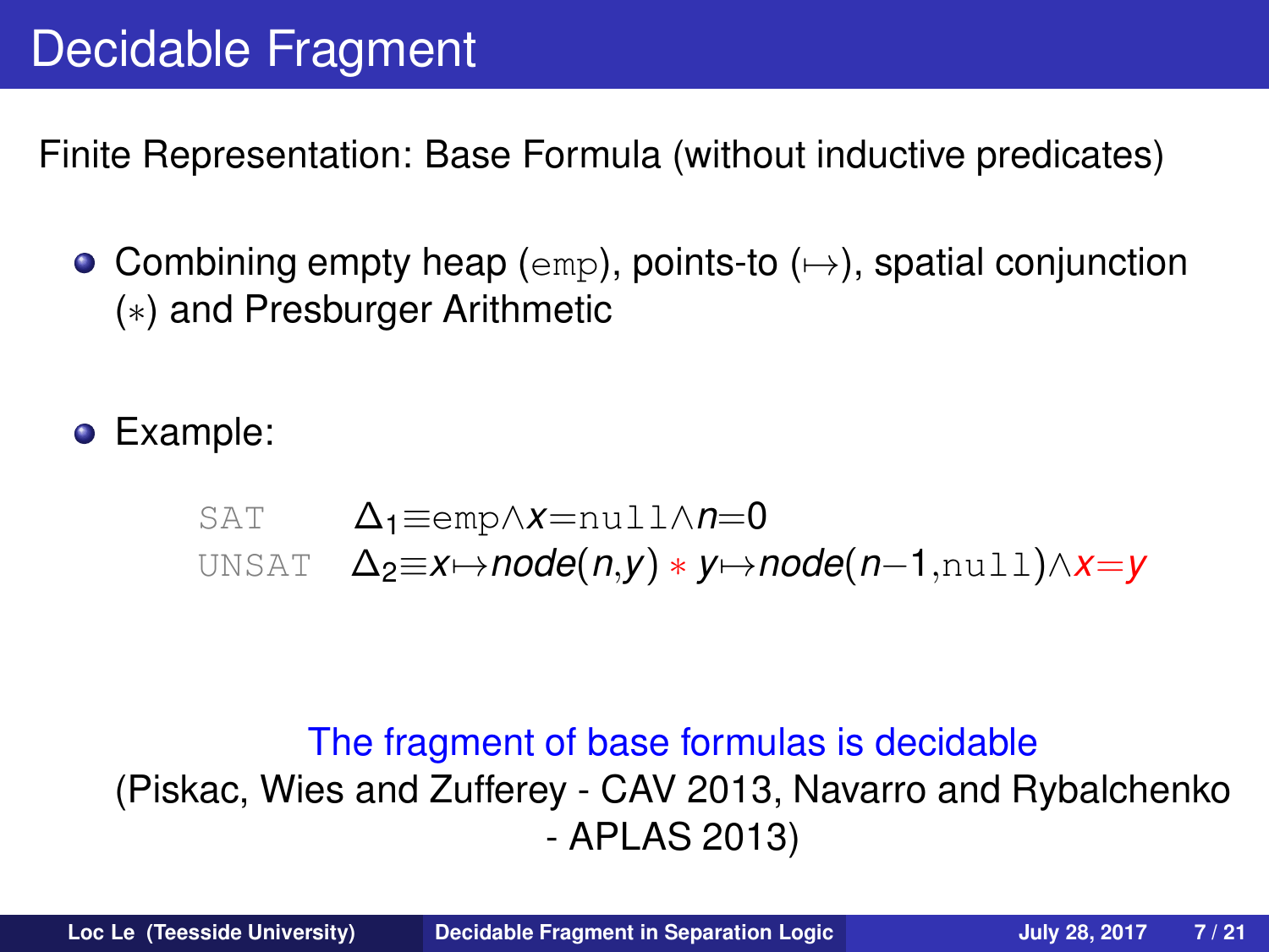# Decidable Fragment

Finite Representation: Base Formula (without inductive predicates)

- Combining empty heap ($\texttt{emp}$), points-to ($\mapsto$), spatial conjunction ($*$) and Presburger Arithmetic

- Example:

$$\texttt{SAT} \quad \Delta_1 \equiv \texttt{emp} \wedge x = \texttt{null} \wedge n = 0$$

$$\texttt{UNSAT} \quad \Delta_2 \equiv x \mapsto node(n, y) * y \mapsto node(n-1, \texttt{null}) \wedge x = y$$

The fragment of base formulas is decidable

(Piskac, Wies and Zufferey - CAV 2013, Navarro and Rybalchenko - APLAS 2013)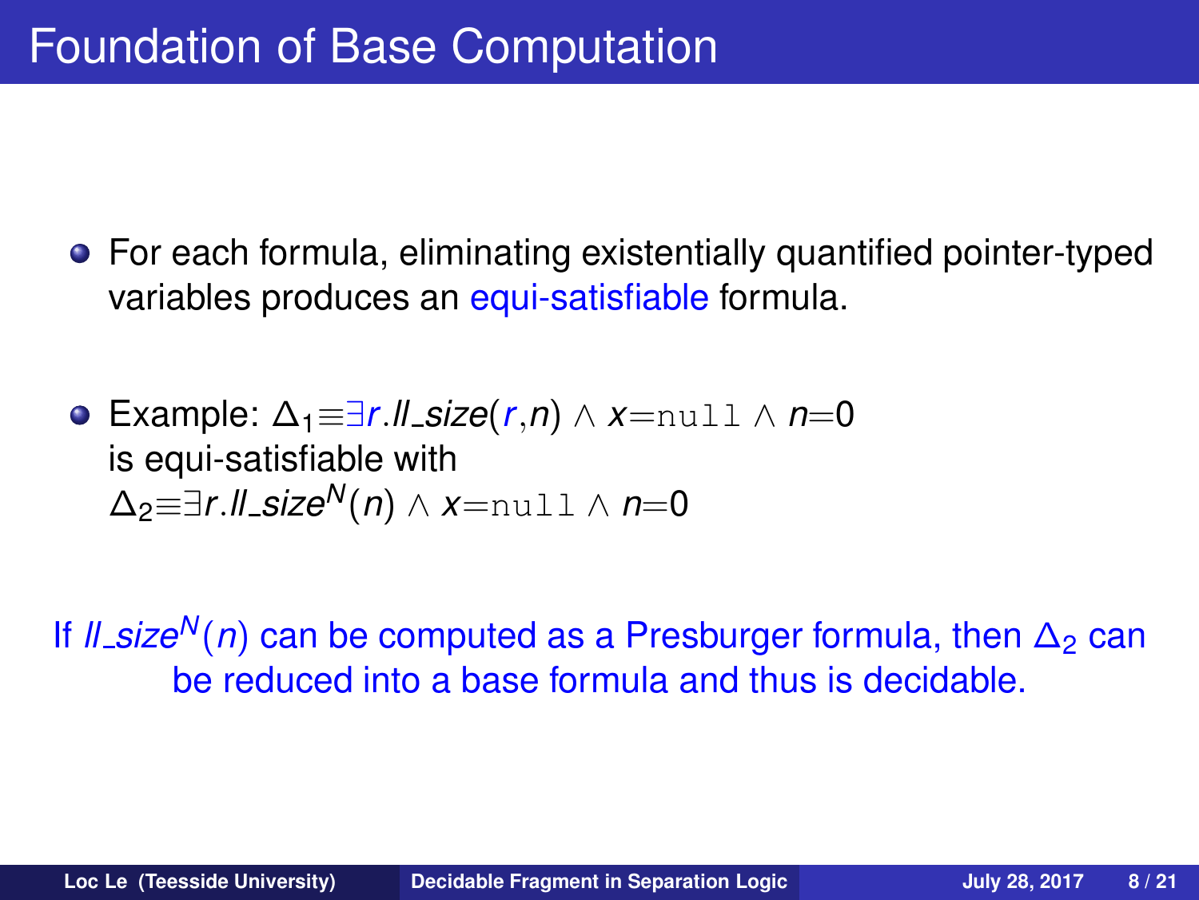# Foundation of Base Computation

- For each formula, eliminating existentially quantified pointer-typed variables produces an equi-satisfiable formula.

- Example: $\Delta_1 \equiv \exists r. \mathit{ll\_size}(r,n) \wedge x{=}\mathtt{null} \wedge n{=}0$
  is equi-satisfiable with
  $\Delta_2 \equiv \exists r. \mathit{ll\_size}^N(n) \wedge x{=}\mathtt{null} \wedge n{=}0$

If $\mathit{ll\_size}^N(n)$ can be computed as a Presburger formula, then $\Delta_2$ can be reduced into a base formula and thus is decidable.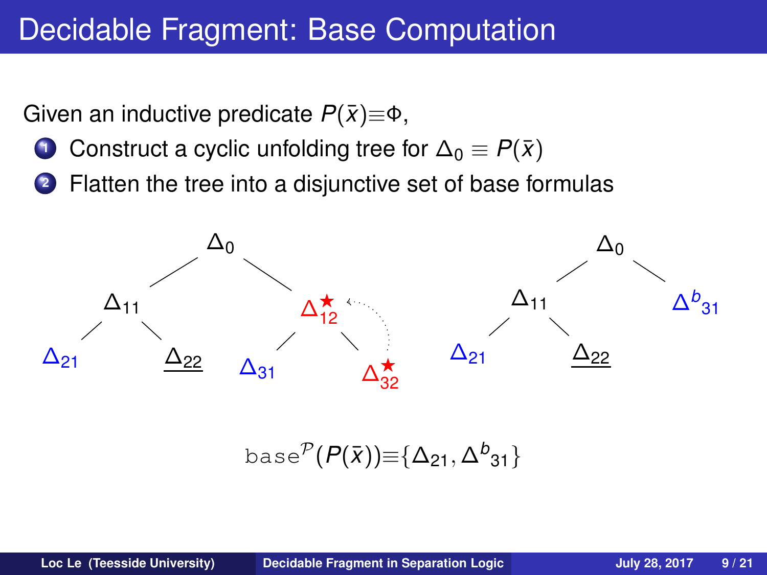# Decidable Fragment: Base Computation

Given an inductive predicate $P(\bar{x}) \equiv \Phi$,

1. Construct a cyclic unfolding tree for $\Delta_0 \equiv P(\bar{x})$
2. Flatten the tree into a disjunctive set of base formulas

$\Delta_0$

$\Delta_{11}$ $\Delta_{12}^{\star}$

$\Delta_{21}$ $\underline{\Delta_{22}}$ $\Delta_{31}$ $\Delta_{32}^{\star}$

$\Delta_0$

$\Delta_{11}$ ${\Delta^b}_{31}$

$\Delta_{21}$ $\underline{\Delta_{22}}$

$$\texttt{base}^{\mathcal{P}}(P(\bar{x})) \equiv \{\Delta_{21}, {\Delta^b}_{31}\}$$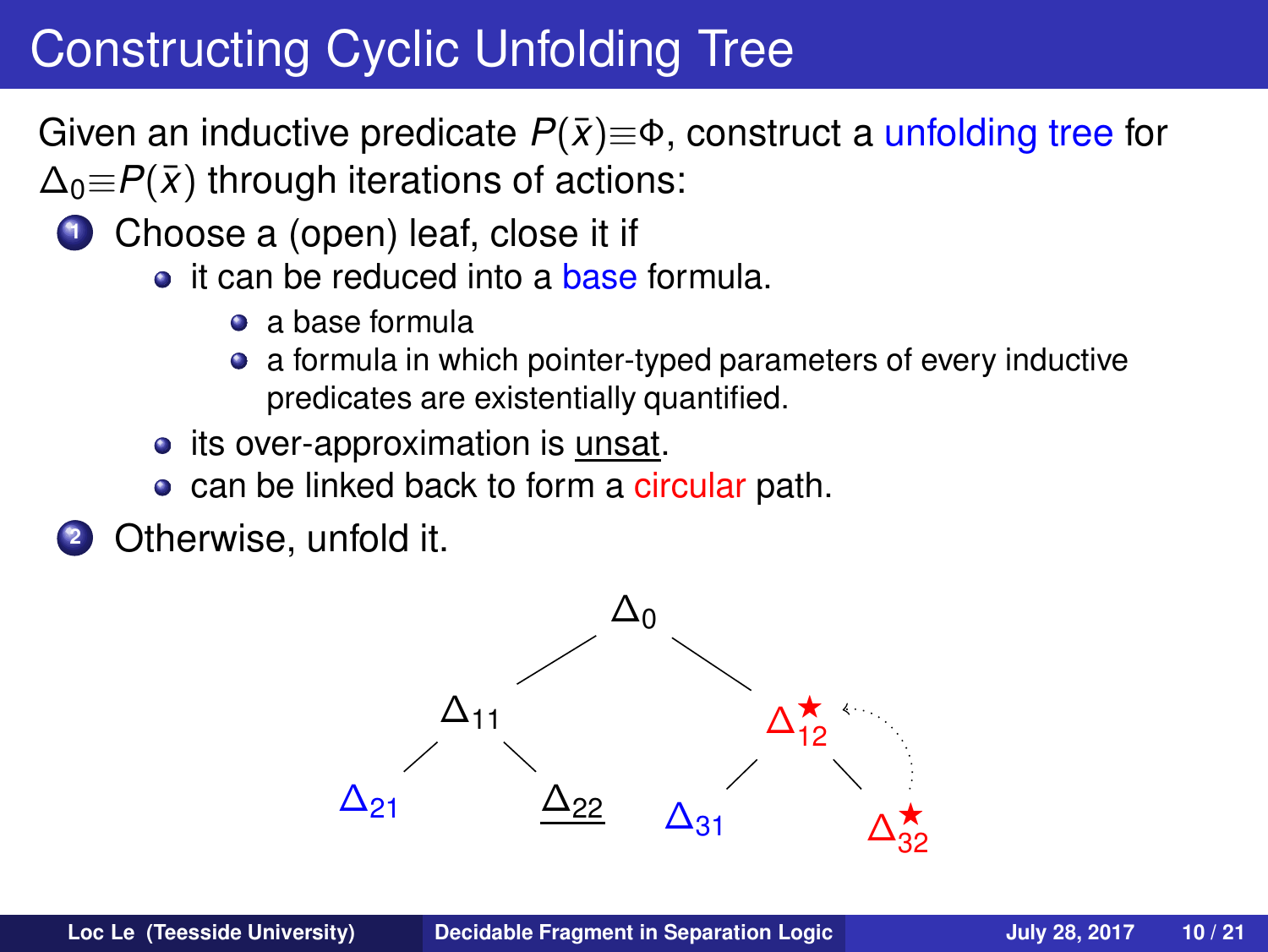# Constructing Cyclic Unfolding Tree

Given an inductive predicate $P(\bar{x}) \equiv \Phi$, construct a unfolding tree for $\Delta_0 \equiv P(\bar{x})$ through iterations of actions:

1. Choose a (open) leaf, close it if
   - it can be reduced into a base formula.
     - a base formula
     - a formula in which pointer-typed parameters of every inductive predicates are existentially quantified.
   - its over-approximation is unsat.
   - can be linked back to form a circular path.
2. Otherwise, unfold it.

$\Delta_0$

$\Delta_{11}$ $\Delta_{12}^{\star}$

$\Delta_{21}$ $\underline{\Delta_{22}}$ $\Delta_{31}$ $\Delta_{32}^{\star}$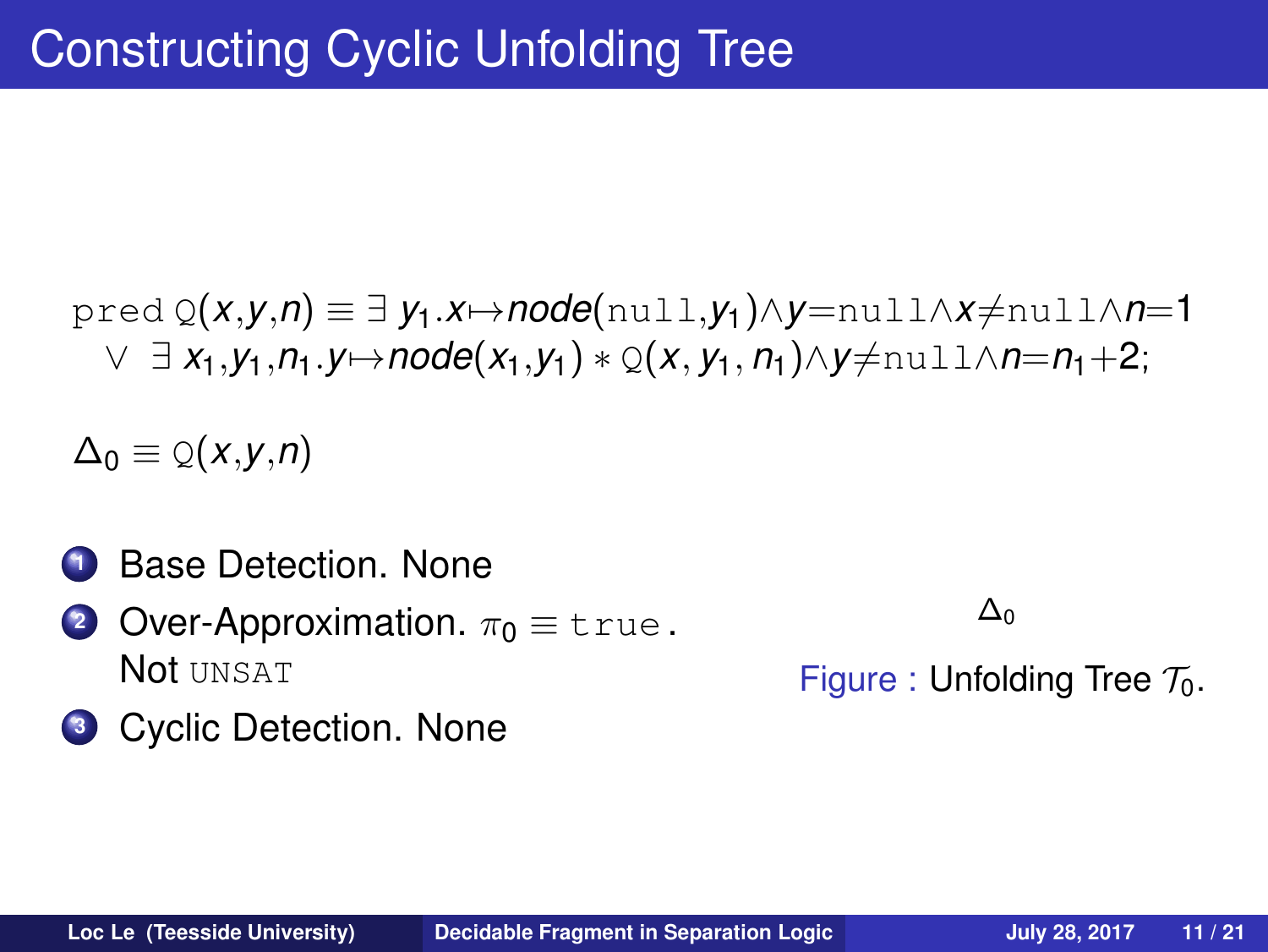# Constructing Cyclic Unfolding Tree

$$\texttt{pred}\ \texttt{Q}(x,y,n) \equiv \exists\, y_1.x \mapsto node(\texttt{null},y_1) \wedge y{=}\texttt{null} \wedge x{\neq}\texttt{null} \wedge n{=}1$$
$$\vee\ \exists\, x_1,y_1,n_1.y \mapsto node(x_1,y_1) * \texttt{Q}(x,y_1,n_1) \wedge y{\neq}\texttt{null} \wedge n{=}n_1{+}2;$$

$\Delta_0 \equiv \texttt{Q}(x,y,n)$

1. Base Detection. None
2. Over-Approximation. $\pi_0 \equiv \texttt{true}$.
   Not $\texttt{UNSAT}$
3. Cyclic Detection. None

$\Delta_0$

Figure : Unfolding Tree $\mathcal{T}_0$.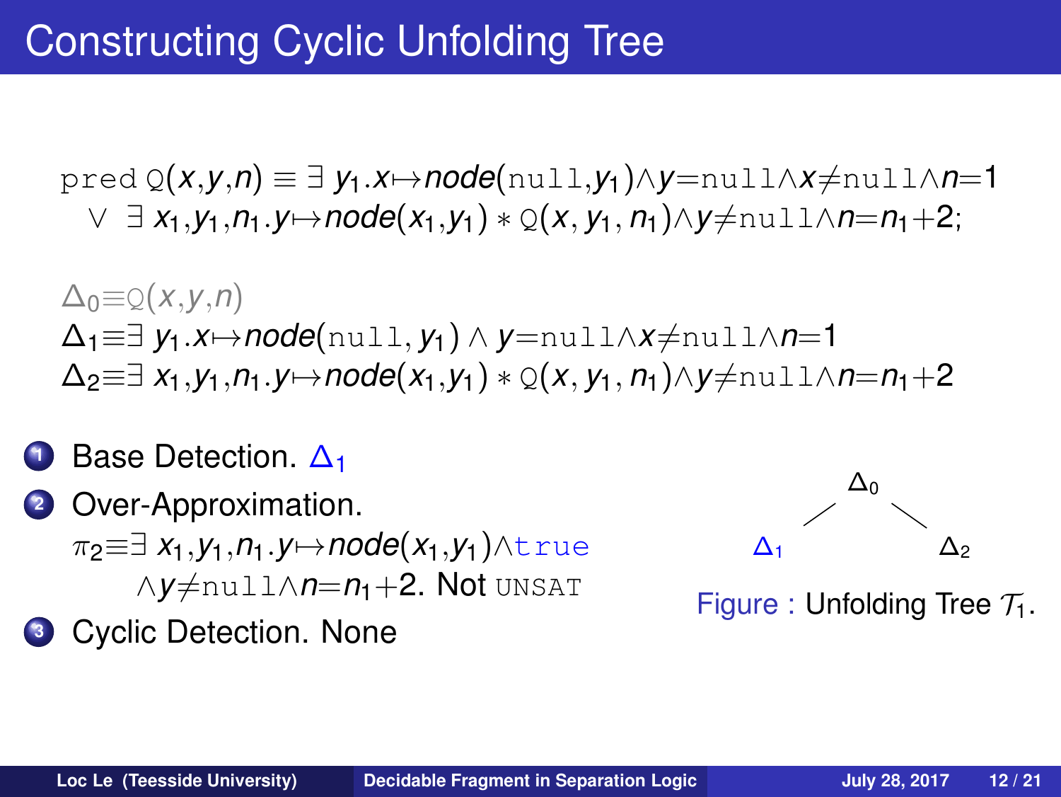# Constructing Cyclic Unfolding Tree

$$\texttt{pred}\ \texttt{Q}(x,y,n) \equiv \exists\ y_1.x{\mapsto}node(\texttt{null},y_1){\wedge}y{=}\texttt{null}{\wedge}x{\neq}\texttt{null}{\wedge}n{=}1$$
$$\vee\ \exists\ x_1,y_1,n_1.y{\mapsto}node(x_1,y_1) * \texttt{Q}(x,y_1,n_1){\wedge}y{\neq}\texttt{null}{\wedge}n{=}n_1{+}2;$$

$\Delta_0{\equiv}\texttt{Q}(x,y,n)$

$\Delta_1{\equiv}\exists\ y_1.x{\mapsto}node(\texttt{null},y_1) \wedge y{=}\texttt{null}{\wedge}x{\neq}\texttt{null}{\wedge}n{=}1$

$\Delta_2{\equiv}\exists\ x_1,y_1,n_1.y{\mapsto}node(x_1,y_1) * \texttt{Q}(x,y_1,n_1){\wedge}y{\neq}\texttt{null}{\wedge}n{=}n_1{+}2$

1. Base Detection. $\Delta_1$
2. Over-Approximation.
   $\pi_2{\equiv}\exists\ x_1,y_1,n_1.y{\mapsto}node(x_1,y_1){\wedge}\texttt{true}$
   ${\wedge}y{\neq}\texttt{null}{\wedge}n{=}n_1{+}2$. Not UNSAT
3. Cyclic Detection. None

$\Delta_0$

$\Delta_1$ $\Delta_2$

Figure : Unfolding Tree $\mathcal{T}_1$.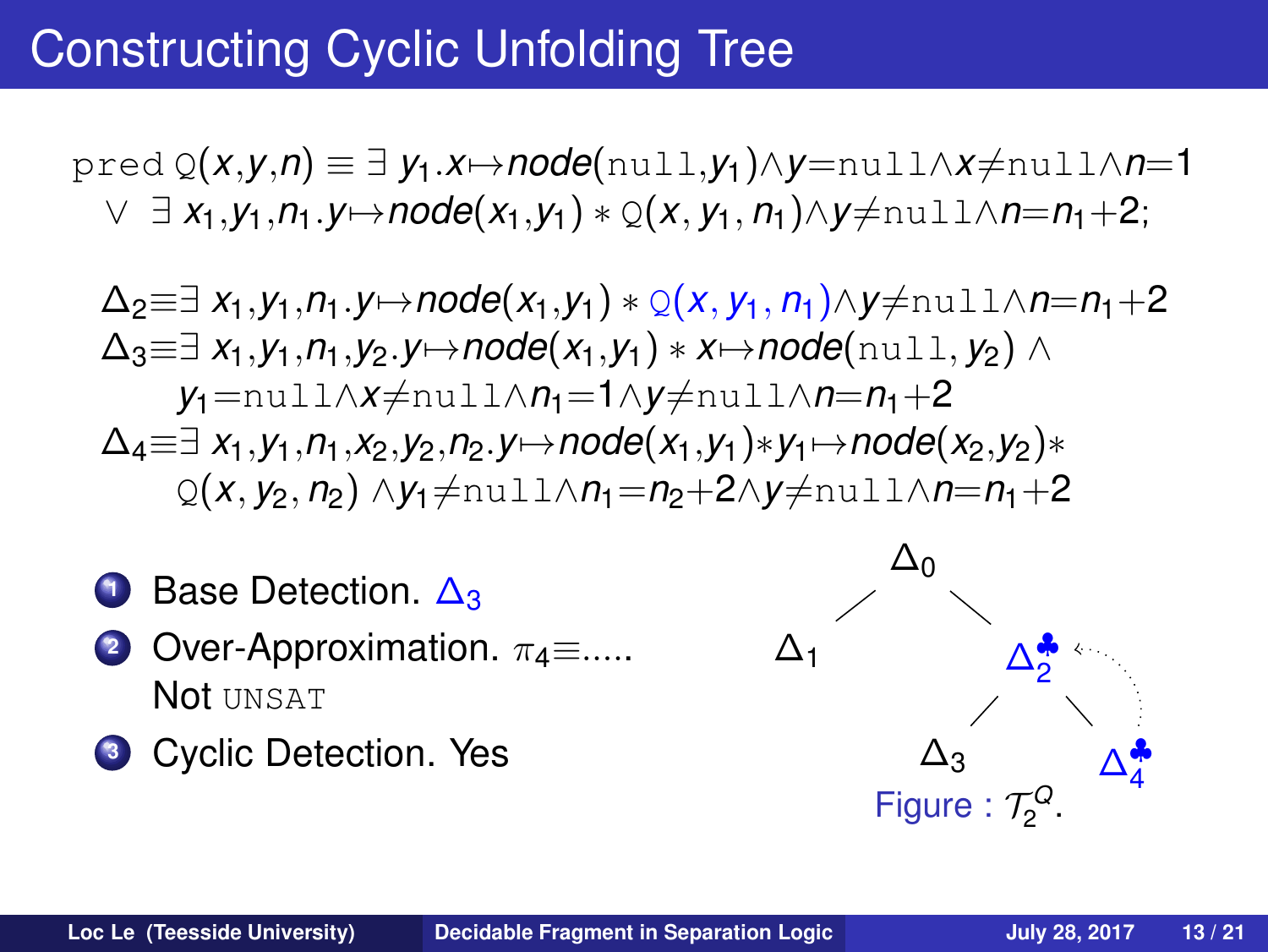# Constructing Cyclic Unfolding Tree

$$\texttt{pred}\ \texttt{Q}(x,y,n) \equiv \exists\, y_1.x{\mapsto}node(\texttt{null},y_1){\wedge}y{=}\texttt{null}{\wedge}x{\neq}\texttt{null}{\wedge}n{=}1$$
$$\vee\ \exists\, x_1,y_1,n_1.y{\mapsto}node(x_1,y_1) * \texttt{Q}(x,y_1,n_1){\wedge}y{\neq}\texttt{null}{\wedge}n{=}n_1{+}2;$$

$$\Delta_2{\equiv}\exists\, x_1,y_1,n_1.y{\mapsto}node(x_1,y_1) * \texttt{Q}(x,y_1,n_1){\wedge}y{\neq}\texttt{null}{\wedge}n{=}n_1{+}2$$
$$\Delta_3{\equiv}\exists\, x_1,y_1,n_1,y_2.y{\mapsto}node(x_1,y_1) * x{\mapsto}node(\texttt{null},y_2)\ \wedge$$
$$y_1{=}\texttt{null}{\wedge}x{\neq}\texttt{null}{\wedge}n_1{=}1{\wedge}y{\neq}\texttt{null}{\wedge}n{=}n_1{+}2$$
$$\Delta_4{\equiv}\exists\, x_1,y_1,n_1,x_2,y_2,n_2.y{\mapsto}node(x_1,y_1){*}y_1{\mapsto}node(x_2,y_2){*}$$
$$\texttt{Q}(x,y_2,n_2)\ {\wedge}y_1{\neq}\texttt{null}{\wedge}n_1{=}n_2{+}2{\wedge}y{\neq}\texttt{null}{\wedge}n{=}n_1{+}2$$

1. Base Detection. $\Delta_3$
2. Over-Approximation. $\pi_4\equiv$.....
   Not UNSAT
3. Cyclic Detection. Yes

$\Delta_0$

$\Delta_1$ $\Delta_2^{\clubsuit}$

$\Delta_3$ $\Delta_4^{\clubsuit}$

Figure : $\mathcal{T}_2^{Q}$.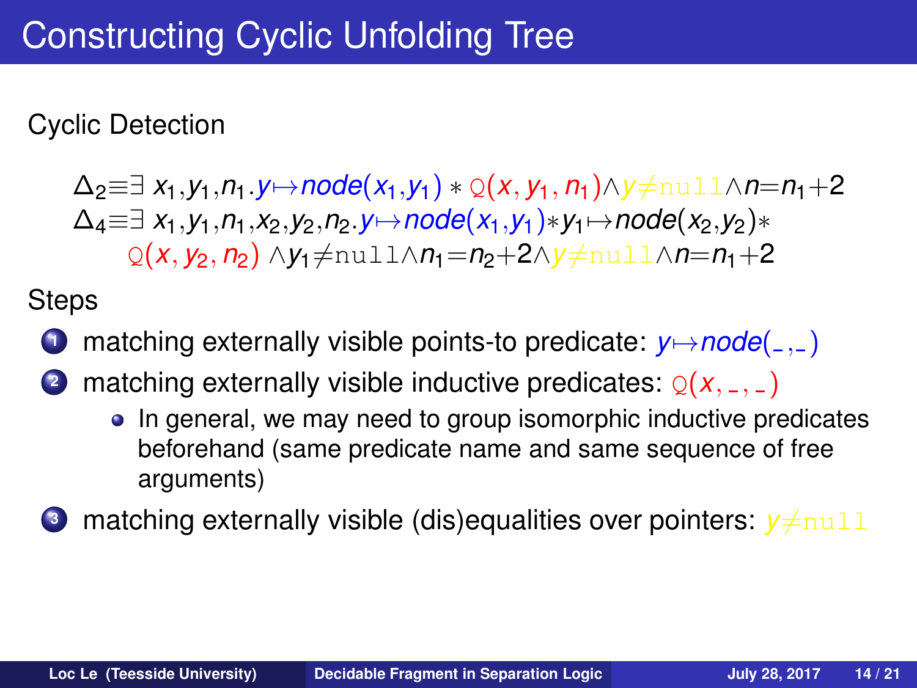# Constructing Cyclic Unfolding Tree

Cyclic Detection

$$\Delta_2 \equiv \exists\, x_1, y_1, n_1 . y \mapsto node(x_1, y_1) * \texttt{Q}(x, y_1, n_1) \wedge y \neq \texttt{null} \wedge n = n_1 + 2$$

$$\Delta_4 \equiv \exists\, x_1, y_1, n_1, x_2, y_2, n_2 . y \mapsto node(x_1, y_1) * y_1 \mapsto node(x_2, y_2) * \texttt{Q}(x, y_2, n_2) \wedge y_1 \neq \texttt{null} \wedge n_1 = n_2 + 2 \wedge y \neq \texttt{null} \wedge n = n_1 + 2$$

Steps

1. matching externally visible points-to predicate: $y \mapsto node(\_,\_)$
2. matching externally visible inductive predicates: $\texttt{Q}(x, \_, \_)$
   - In general, we may need to group isomorphic inductive predicates beforehand (same predicate name and same sequence of free arguments)
3. matching externally visible (dis)equalities over pointers: $y \neq \texttt{null}$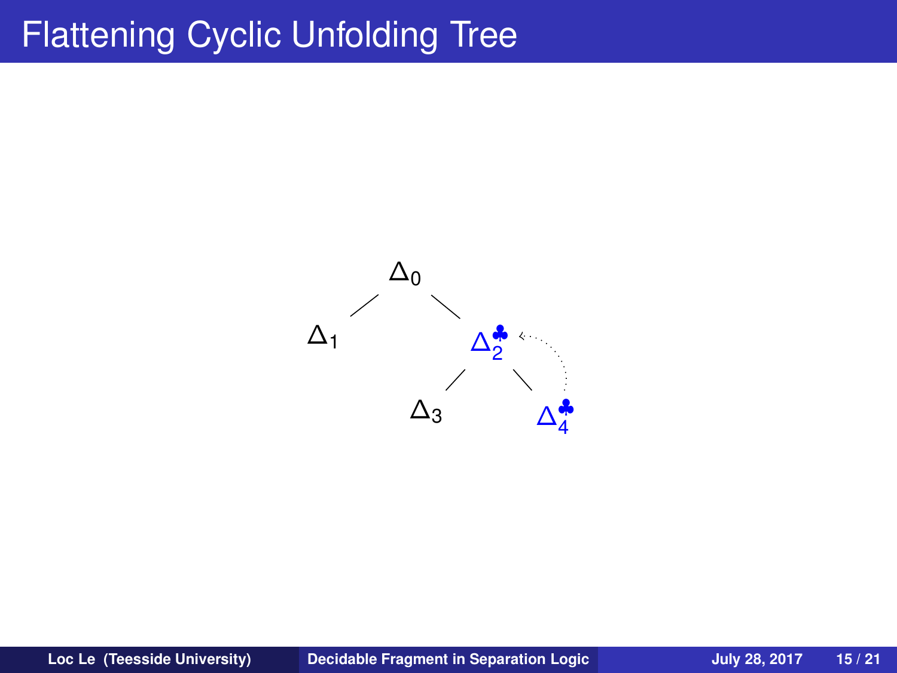# Flattening Cyclic Unfolding Tree

$\Delta_0$

$\Delta_1$

$\Delta_2^{\clubsuit}$

$\Delta_3$

$\Delta_4^{\clubsuit}$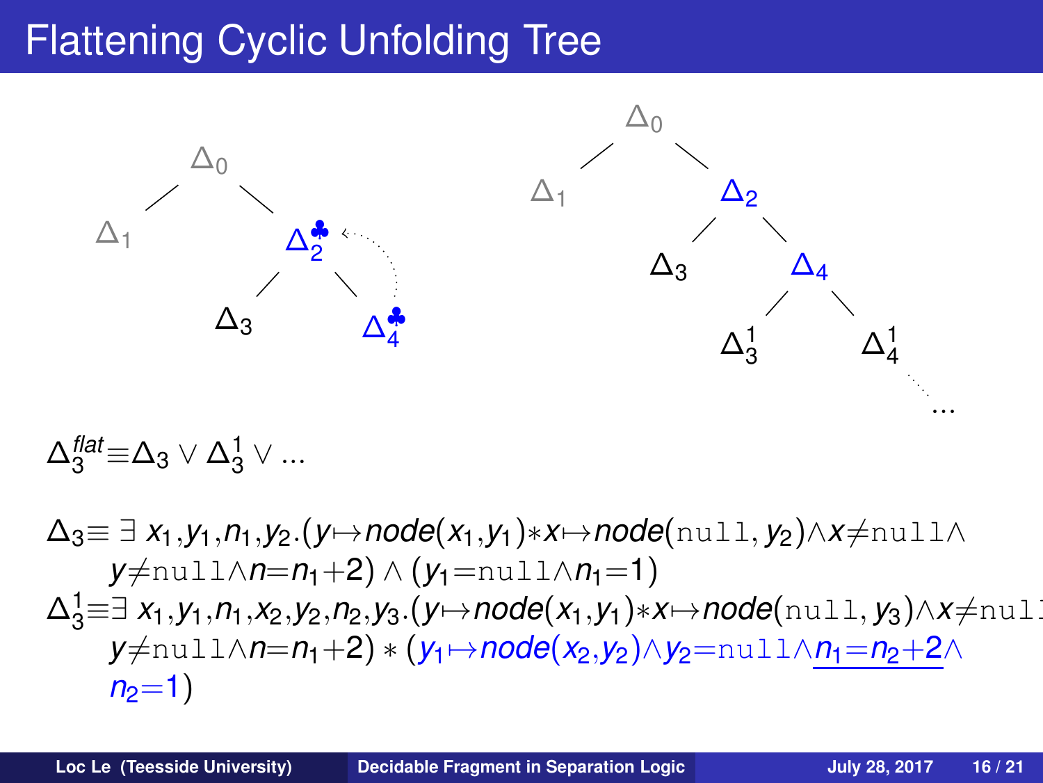# Flattening Cyclic Unfolding Tree

$\Delta_0$ — $\Delta_1$, $\Delta_2^{\clubsuit}$ ; $\Delta_2^{\clubsuit}$ — $\Delta_3$, $\Delta_4^{\clubsuit}$

$\Delta_0$ — $\Delta_1$, $\Delta_2$ ; $\Delta_2$ — $\Delta_3$, $\Delta_4$ ; $\Delta_4$ — $\Delta_3^1$, $\Delta_4^1$ ...

$\Delta_3^{flat} \equiv \Delta_3 \vee \Delta_3^1 \vee \ldots$

$\Delta_3 \equiv \exists\, x_1, y_1, n_1, y_2.(y \mapsto node(x_1, y_1) * x \mapsto node(\texttt{null}, y_2) \wedge x \neq \texttt{null} \wedge$
$\quad y \neq \texttt{null} \wedge n = n_1 + 2) \wedge (y_1 = \texttt{null} \wedge n_1 = 1)$

$\Delta_3^1 \equiv \exists\, x_1, y_1, n_1, x_2, y_2, n_2, y_3.(y \mapsto node(x_1, y_1) * x \mapsto node(\texttt{null}, y_3) \wedge x \neq \texttt{null} \wedge$
$\quad y \neq \texttt{null} \wedge n = n_1 + 2) * (y_1 \mapsto node(x_2, y_2) \wedge y_2 = \texttt{null} \wedge \underline{n_1 = n_2 + 2} \wedge$
$\quad n_2 = 1)$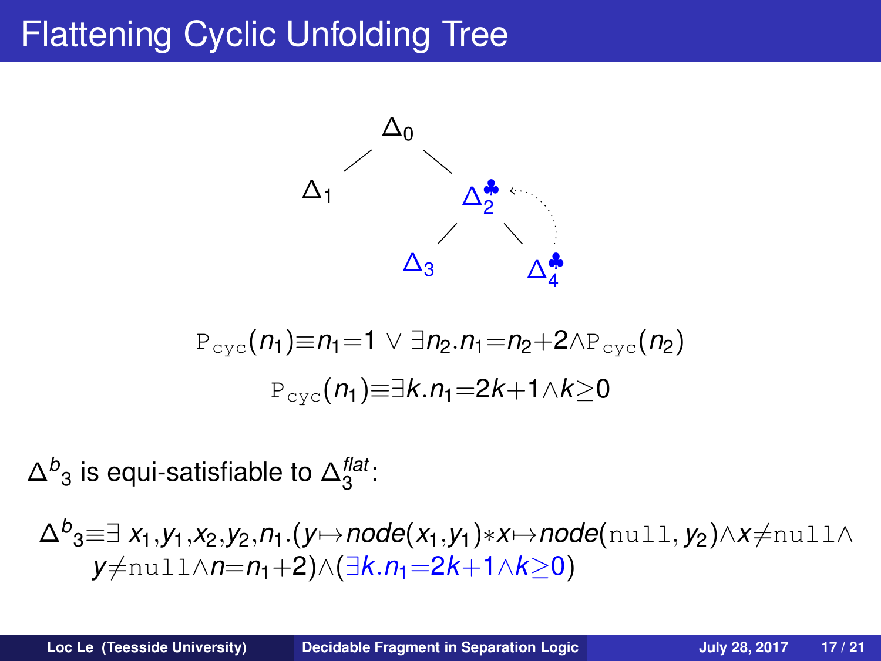# Flattening Cyclic Unfolding Tree

$\Delta_0$

$\Delta_1$ $\quad$ $\Delta_2^{\clubsuit}$

$\Delta_3$ $\quad$ $\Delta_4^{\clubsuit}$

$$\mathtt{P}_{\mathtt{cyc}}(n_1) \equiv n_1{=}1 \vee \exists n_2.n_1{=}n_2{+}2 \wedge \mathtt{P}_{\mathtt{cyc}}(n_2)$$

$$\mathtt{P}_{\mathtt{cyc}}(n_1) \equiv \exists k.n_1{=}2k{+}1 \wedge k{\geq}0$$

$\Delta^b{}_3$ is equi-satisfiable to $\Delta_3^{flat}$:

$$\Delta^b{}_3 \equiv \exists\, x_1, y_1, x_2, y_2, n_1.(y{\mapsto}node(x_1, y_1) * x{\mapsto}node(\mathtt{null}, y_2) \wedge x{\neq}\mathtt{null} \wedge y{\neq}\mathtt{null} \wedge n{=}n_1{+}2) \wedge (\exists k.n_1{=}2k{+}1 \wedge k{\geq}0)$$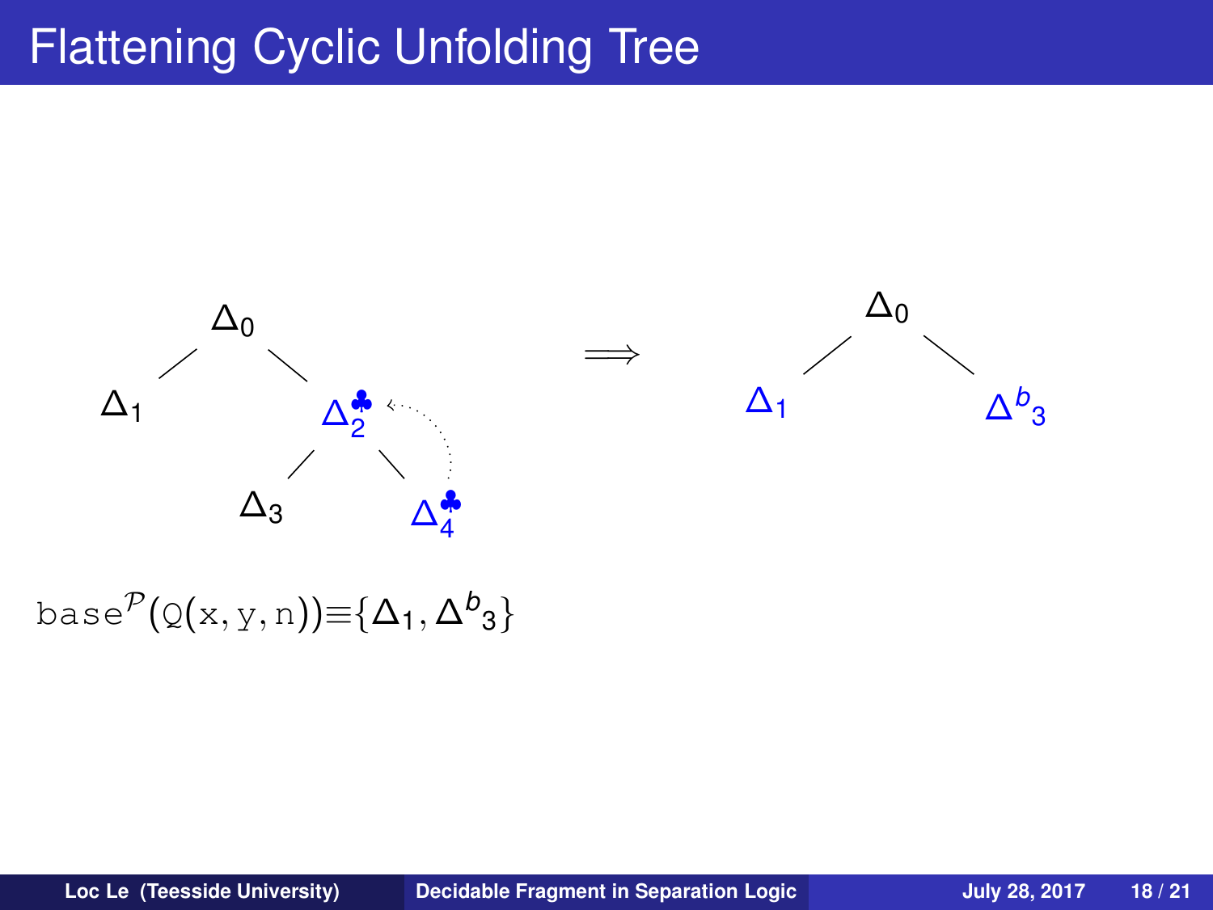# Flattening Cyclic Unfolding Tree

$\Delta_0$

$\Delta_1$ $\Delta_2^{\clubsuit}$

$\Delta_3$ $\Delta_4^{\clubsuit}$

$\Longrightarrow$

$\Delta_0$

$\Delta_1$ ${\Delta^b}_3$

$\texttt{base}^{\mathcal{P}}(\texttt{Q}(\texttt{x},\texttt{y},\texttt{n}))\equiv\{\Delta_1, {\Delta^b}_3\}$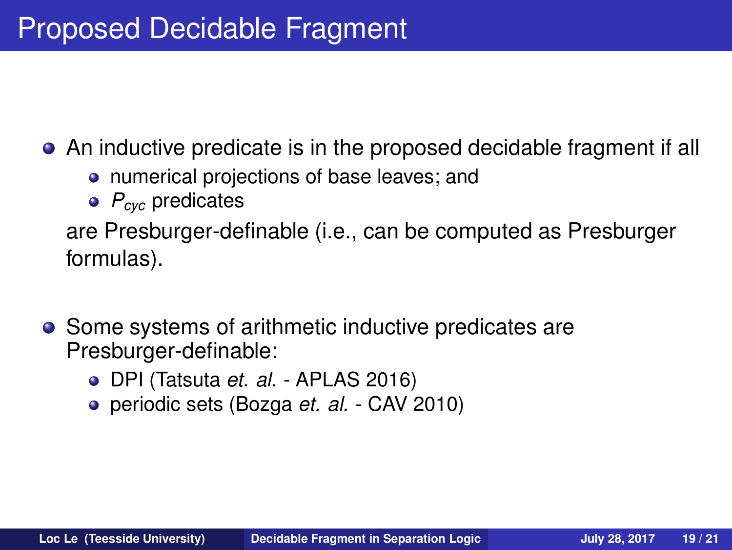# Proposed Decidable Fragment

- An inductive predicate is in the proposed decidable fragment if all
  - numerical projections of base leaves; and
  - $P_{cyc}$ predicates

  are Presburger-definable (i.e., can be computed as Presburger formulas).

- Some systems of arithmetic inductive predicates are Presburger-definable:
  - DPI (Tatsuta *et. al.* - APLAS 2016)
  - periodic sets (Bozga *et. al.* - CAV 2010)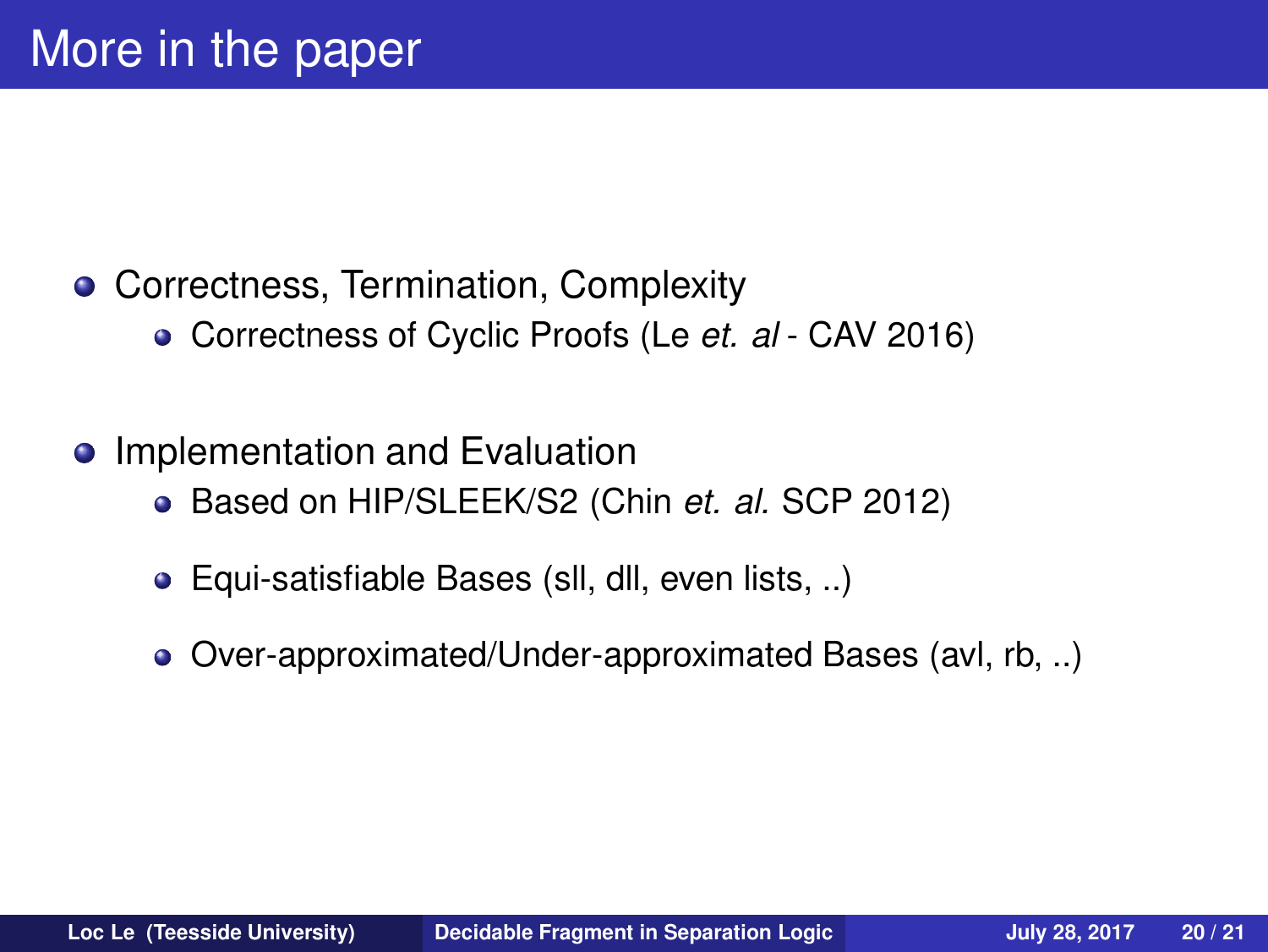# More in the paper

- Correctness, Termination, Complexity
  - Correctness of Cyclic Proofs (Le *et. al* - CAV 2016)
- Implementation and Evaluation
  - Based on HIP/SLEEK/S2 (Chin *et. al.* SCP 2012)
  - Equi-satisfiable Bases (sll, dll, even lists, ..)
  - Over-approximated/Under-approximated Bases (avl, rb, ..)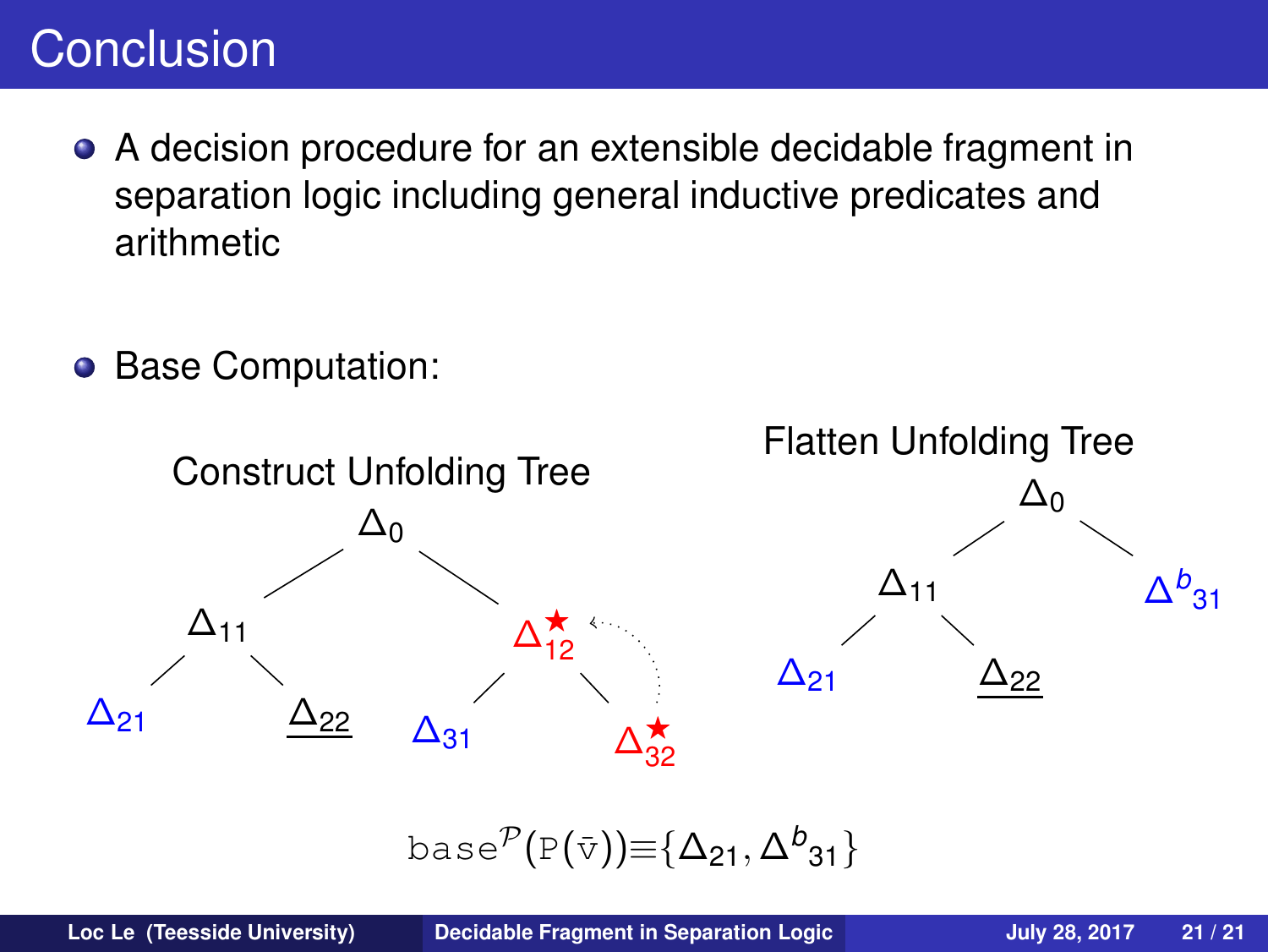# Conclusion

- A decision procedure for an extensible decidable fragment in separation logic including general inductive predicates and arithmetic

- Base Computation:

Construct Unfolding Tree

$\Delta_0$

$\Delta_{11}$ $\Delta^{\star}_{12}$

$\Delta_{21}$ $\underline{\Delta_{22}}$ $\Delta_{31}$ $\Delta^{\star}_{32}$

Flatten Unfolding Tree

$\Delta_0$

$\Delta_{11}$ $\Delta^{b}{}_{31}$

$\Delta_{21}$ $\underline{\Delta_{22}}$

$$\mathtt{base}^{\mathcal{P}}(\mathtt{P}(\bar{\mathtt{v}}))\equiv\{\Delta_{21}, \Delta^{b}{}_{31}\}$$